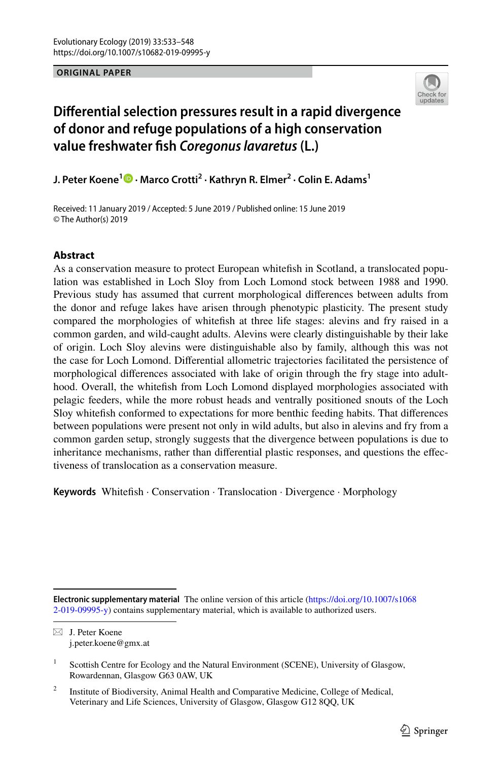ORIGINAL PAPER

# Differential selection pressures result in a rapid divergence of donor and refuge populations of a high conservation value freshwater fish *Coregonus lavaretus* (L.)

**J. Peter Koene**[1] · **Marco Crotti**[2] · **Kathryn R. Elmer**[2] · **Colin E. Adams**[1]

Received: 11 January 2019 / Accepted: 5 June 2019 / Published online: 15 June 2019
© The Author(s) 2019

## Abstract

As a conservation measure to protect European whitefish in Scotland, a translocated population was established in Loch Sloy from Loch Lomond stock between 1988 and 1990. Previous study has assumed that current morphological differences between adults from the donor and refuge lakes have arisen through phenotypic plasticity. The present study compared the morphologies of whitefish at three life stages: alevins and fry raised in a common garden, and wild-caught adults. Alevins were clearly distinguishable by their lake of origin. Loch Sloy alevins were distinguishable also by family, although this was not the case for Loch Lomond. Differential allometric trajectories facilitated the persistence of morphological differences associated with lake of origin through the fry stage into adulthood. Overall, the whitefish from Loch Lomond displayed morphologies associated with pelagic feeders, while the more robust heads and ventrally positioned snouts of the Loch Sloy whitefish conformed to expectations for more benthic feeding habits. That differences between populations were present not only in wild adults, but also in alevins and fry from a common garden setup, strongly suggests that the divergence between populations is due to inheritance mechanisms, rather than differential plastic responses, and questions the effectiveness of translocation as a conservation measure.

**Keywords** Whitefish · Conservation · Translocation · Divergence · Morphology

**Electronic supplementary material** The online version of this article (https://doi.org/10.1007/s10682-019-09995-y) contains supplementary material, which is available to authorized users.

✉ J. Peter Koene
j.peter.koene@gmx.at

[1] Scottish Centre for Ecology and the Natural Environment (SCENE), University of Glasgow, Rowardennan, Glasgow G63 0AW, UK

[2] Institute of Biodiversity, Animal Health and Comparative Medicine, College of Medical, Veterinary and Life Sciences, University of Glasgow, Glasgow G12 8QQ, UK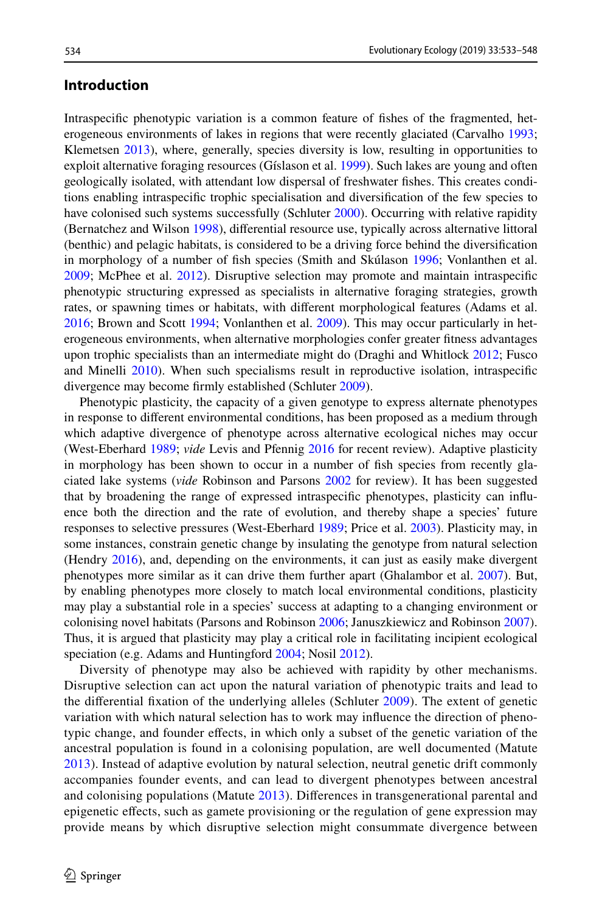## Introduction

Intraspecific phenotypic variation is a common feature of fishes of the fragmented, heterogeneous environments of lakes in regions that were recently glaciated (Carvalho 1993; Klemetsen 2013), where, generally, species diversity is low, resulting in opportunities to exploit alternative foraging resources (Gíslason et al. 1999). Such lakes are young and often geologically isolated, with attendant low dispersal of freshwater fishes. This creates conditions enabling intraspecific trophic specialisation and diversification of the few species to have colonised such systems successfully (Schluter 2000). Occurring with relative rapidity (Bernatchez and Wilson 1998), differential resource use, typically across alternative littoral (benthic) and pelagic habitats, is considered to be a driving force behind the diversification in morphology of a number of fish species (Smith and Skúlason 1996; Vonlanthen et al. 2009; McPhee et al. 2012). Disruptive selection may promote and maintain intraspecific phenotypic structuring expressed as specialists in alternative foraging strategies, growth rates, or spawning times or habitats, with different morphological features (Adams et al. 2016; Brown and Scott 1994; Vonlanthen et al. 2009). This may occur particularly in heterogeneous environments, when alternative morphologies confer greater fitness advantages upon trophic specialists than an intermediate might do (Draghi and Whitlock 2012; Fusco and Minelli 2010). When such specialisms result in reproductive isolation, intraspecific divergence may become firmly established (Schluter 2009).

Phenotypic plasticity, the capacity of a given genotype to express alternate phenotypes in response to different environmental conditions, has been proposed as a medium through which adaptive divergence of phenotype across alternative ecological niches may occur (West-Eberhard 1989; *vide* Levis and Pfennig 2016 for recent review). Adaptive plasticity in morphology has been shown to occur in a number of fish species from recently glaciated lake systems (*vide* Robinson and Parsons 2002 for review). It has been suggested that by broadening the range of expressed intraspecific phenotypes, plasticity can influence both the direction and the rate of evolution, and thereby shape a species' future responses to selective pressures (West-Eberhard 1989; Price et al. 2003). Plasticity may, in some instances, constrain genetic change by insulating the genotype from natural selection (Hendry 2016), and, depending on the environments, it can just as easily make divergent phenotypes more similar as it can drive them further apart (Ghalambor et al. 2007). But, by enabling phenotypes more closely to match local environmental conditions, plasticity may play a substantial role in a species' success at adapting to a changing environment or colonising novel habitats (Parsons and Robinson 2006; Januszkiewicz and Robinson 2007). Thus, it is argued that plasticity may play a critical role in facilitating incipient ecological speciation (e.g. Adams and Huntingford 2004; Nosil 2012).

Diversity of phenotype may also be achieved with rapidity by other mechanisms. Disruptive selection can act upon the natural variation of phenotypic traits and lead to the differential fixation of the underlying alleles (Schluter 2009). The extent of genetic variation with which natural selection has to work may influence the direction of phenotypic change, and founder effects, in which only a subset of the genetic variation of the ancestral population is found in a colonising population, are well documented (Matute 2013). Instead of adaptive evolution by natural selection, neutral genetic drift commonly accompanies founder events, and can lead to divergent phenotypes between ancestral and colonising populations (Matute 2013). Differences in transgenerational parental and epigenetic effects, such as gamete provisioning or the regulation of gene expression may provide means by which disruptive selection might consummate divergence between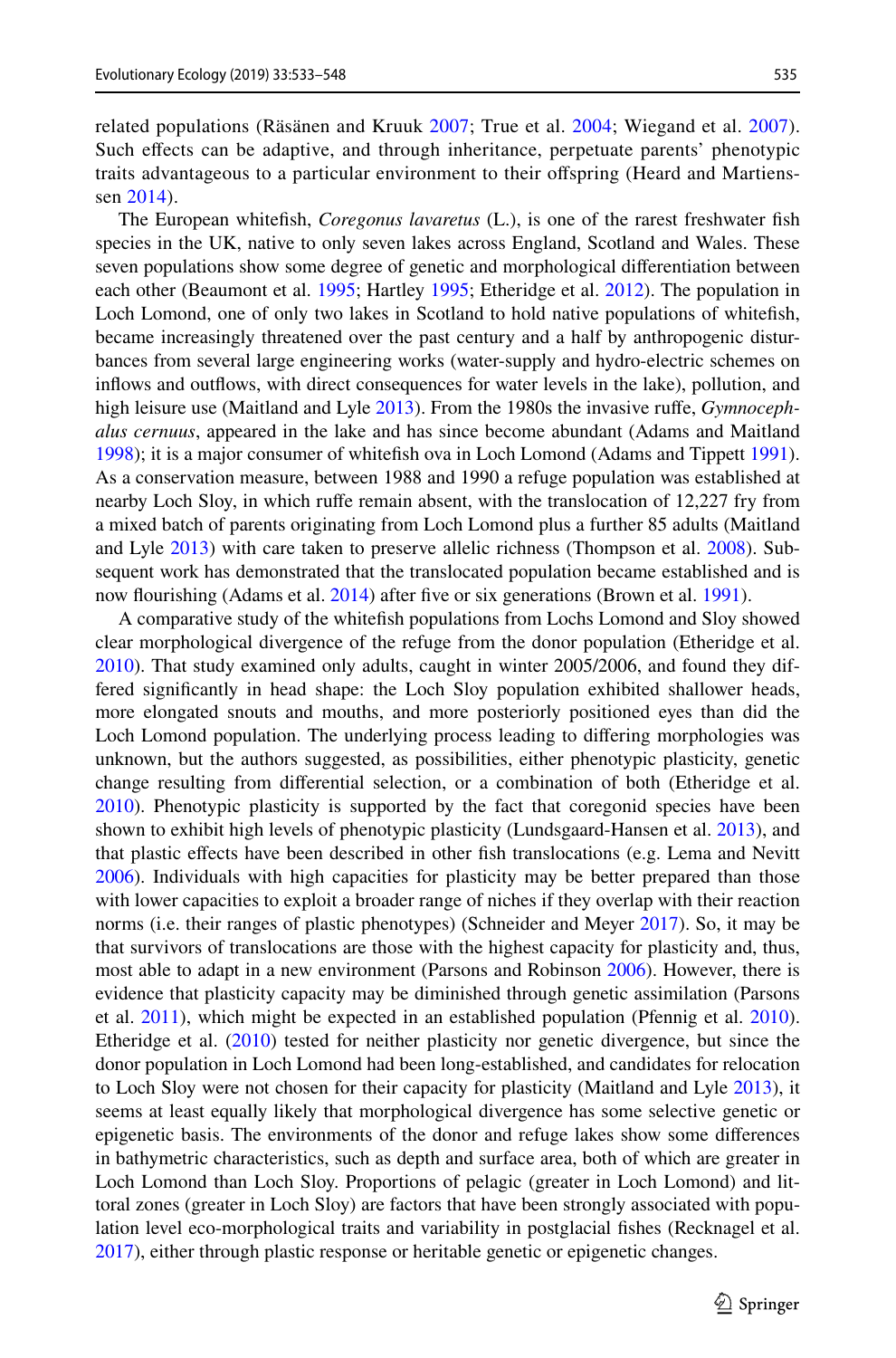related populations (Räsänen and Kruuk 2007; True et al. 2004; Wiegand et al. 2007). Such effects can be adaptive, and through inheritance, perpetuate parents' phenotypic traits advantageous to a particular environment to their offspring (Heard and Martienssen 2014).

The European whitefish, *Coregonus lavaretus* (L.), is one of the rarest freshwater fish species in the UK, native to only seven lakes across England, Scotland and Wales. These seven populations show some degree of genetic and morphological differentiation between each other (Beaumont et al. 1995; Hartley 1995; Etheridge et al. 2012). The population in Loch Lomond, one of only two lakes in Scotland to hold native populations of whitefish, became increasingly threatened over the past century and a half by anthropogenic disturbances from several large engineering works (water-supply and hydro-electric schemes on inflows and outflows, with direct consequences for water levels in the lake), pollution, and high leisure use (Maitland and Lyle 2013). From the 1980s the invasive ruffe, *Gymnocephalus cernuus*, appeared in the lake and has since become abundant (Adams and Maitland 1998); it is a major consumer of whitefish ova in Loch Lomond (Adams and Tippett 1991). As a conservation measure, between 1988 and 1990 a refuge population was established at nearby Loch Sloy, in which ruffe remain absent, with the translocation of 12,227 fry from a mixed batch of parents originating from Loch Lomond plus a further 85 adults (Maitland and Lyle 2013) with care taken to preserve allelic richness (Thompson et al. 2008). Subsequent work has demonstrated that the translocated population became established and is now flourishing (Adams et al. 2014) after five or six generations (Brown et al. 1991).

A comparative study of the whitefish populations from Lochs Lomond and Sloy showed clear morphological divergence of the refuge from the donor population (Etheridge et al. 2010). That study examined only adults, caught in winter 2005/2006, and found they differed significantly in head shape: the Loch Sloy population exhibited shallower heads, more elongated snouts and mouths, and more posteriorly positioned eyes than did the Loch Lomond population. The underlying process leading to differing morphologies was unknown, but the authors suggested, as possibilities, either phenotypic plasticity, genetic change resulting from differential selection, or a combination of both (Etheridge et al. 2010). Phenotypic plasticity is supported by the fact that coregonid species have been shown to exhibit high levels of phenotypic plasticity (Lundsgaard-Hansen et al. 2013), and that plastic effects have been described in other fish translocations (e.g. Lema and Nevitt 2006). Individuals with high capacities for plasticity may be better prepared than those with lower capacities to exploit a broader range of niches if they overlap with their reaction norms (i.e. their ranges of plastic phenotypes) (Schneider and Meyer 2017). So, it may be that survivors of translocations are those with the highest capacity for plasticity and, thus, most able to adapt in a new environment (Parsons and Robinson 2006). However, there is evidence that plasticity capacity may be diminished through genetic assimilation (Parsons et al. 2011), which might be expected in an established population (Pfennig et al. 2010). Etheridge et al. (2010) tested for neither plasticity nor genetic divergence, but since the donor population in Loch Lomond had been long-established, and candidates for relocation to Loch Sloy were not chosen for their capacity for plasticity (Maitland and Lyle 2013), it seems at least equally likely that morphological divergence has some selective genetic or epigenetic basis. The environments of the donor and refuge lakes show some differences in bathymetric characteristics, such as depth and surface area, both of which are greater in Loch Lomond than Loch Sloy. Proportions of pelagic (greater in Loch Lomond) and littoral zones (greater in Loch Sloy) are factors that have been strongly associated with population level eco-morphological traits and variability in postglacial fishes (Recknagel et al. 2017), either through plastic response or heritable genetic or epigenetic changes.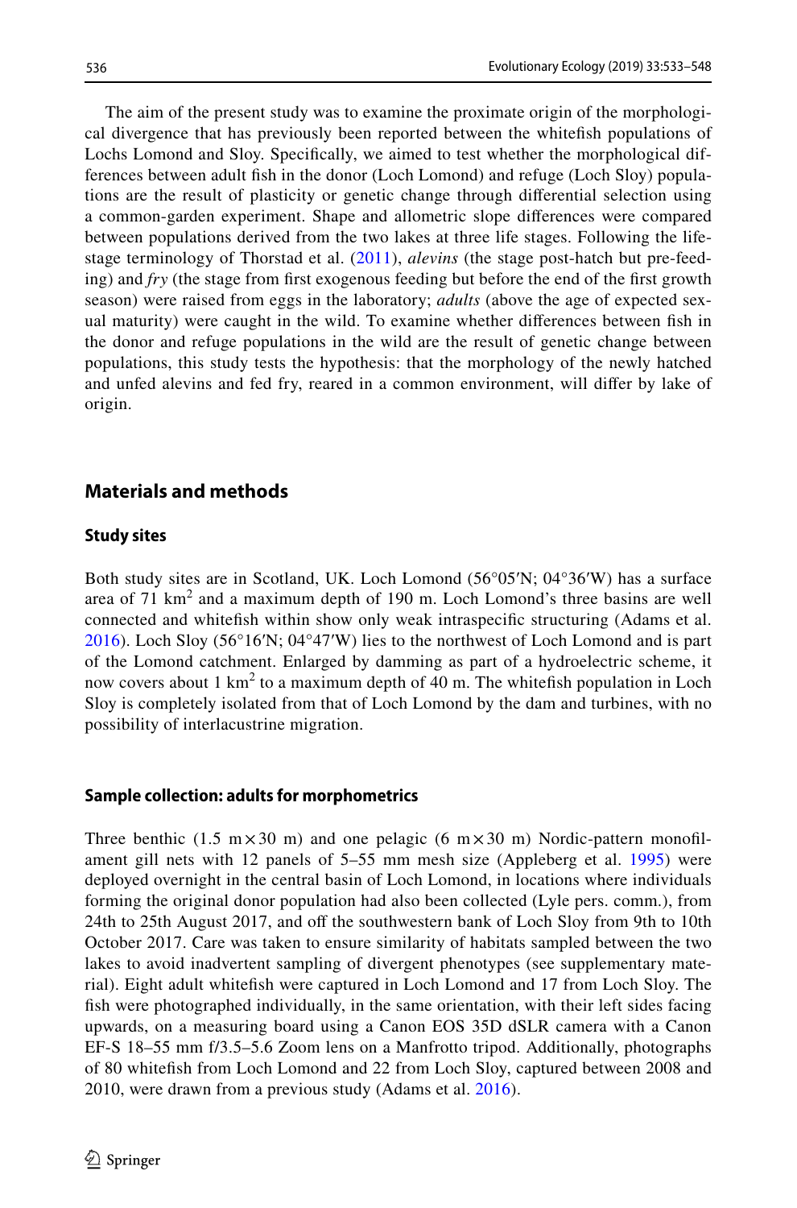The aim of the present study was to examine the proximate origin of the morphological divergence that has previously been reported between the whitefish populations of Lochs Lomond and Sloy. Specifically, we aimed to test whether the morphological differences between adult fish in the donor (Loch Lomond) and refuge (Loch Sloy) populations are the result of plasticity or genetic change through differential selection using a common-garden experiment. Shape and allometric slope differences were compared between populations derived from the two lakes at three life stages. Following the life-stage terminology of Thorstad et al. (2011), *alevins* (the stage post-hatch but pre-feeding) and *fry* (the stage from first exogenous feeding but before the end of the first growth season) were raised from eggs in the laboratory; *adults* (above the age of expected sexual maturity) were caught in the wild. To examine whether differences between fish in the donor and refuge populations in the wild are the result of genetic change between populations, this study tests the hypothesis: that the morphology of the newly hatched and unfed alevins and fed fry, reared in a common environment, will differ by lake of origin.

## Materials and methods

### Study sites

Both study sites are in Scotland, UK. Loch Lomond (56°05′N; 04°36′W) has a surface area of 71 $km^2$ and a maximum depth of 190 m. Loch Lomond's three basins are well connected and whitefish within show only weak intraspecific structuring (Adams et al. 2016). Loch Sloy (56°16′N; 04°47′W) lies to the northwest of Loch Lomond and is part of the Lomond catchment. Enlarged by damming as part of a hydroelectric scheme, it now covers about 1 $km^2$ to a maximum depth of 40 m. The whitefish population in Loch Sloy is completely isolated from that of Loch Lomond by the dam and turbines, with no possibility of interlacustrine migration.

### Sample collection: adults for morphometrics

Three benthic (1.5 m × 30 m) and one pelagic (6 m × 30 m) Nordic-pattern monofilament gill nets with 12 panels of 5–55 mm mesh size (Appleberg et al. 1995) were deployed overnight in the central basin of Loch Lomond, in locations where individuals forming the original donor population had also been collected (Lyle pers. comm.), from 24th to 25th August 2017, and off the southwestern bank of Loch Sloy from 9th to 10th October 2017. Care was taken to ensure similarity of habitats sampled between the two lakes to avoid inadvertent sampling of divergent phenotypes (see supplementary material). Eight adult whitefish were captured in Loch Lomond and 17 from Loch Sloy. The fish were photographed individually, in the same orientation, with their left sides facing upwards, on a measuring board using a Canon EOS 35D dSLR camera with a Canon EF-S 18–55 mm f/3.5–5.6 Zoom lens on a Manfrotto tripod. Additionally, photographs of 80 whitefish from Loch Lomond and 22 from Loch Sloy, captured between 2008 and 2010, were drawn from a previous study (Adams et al. 2016).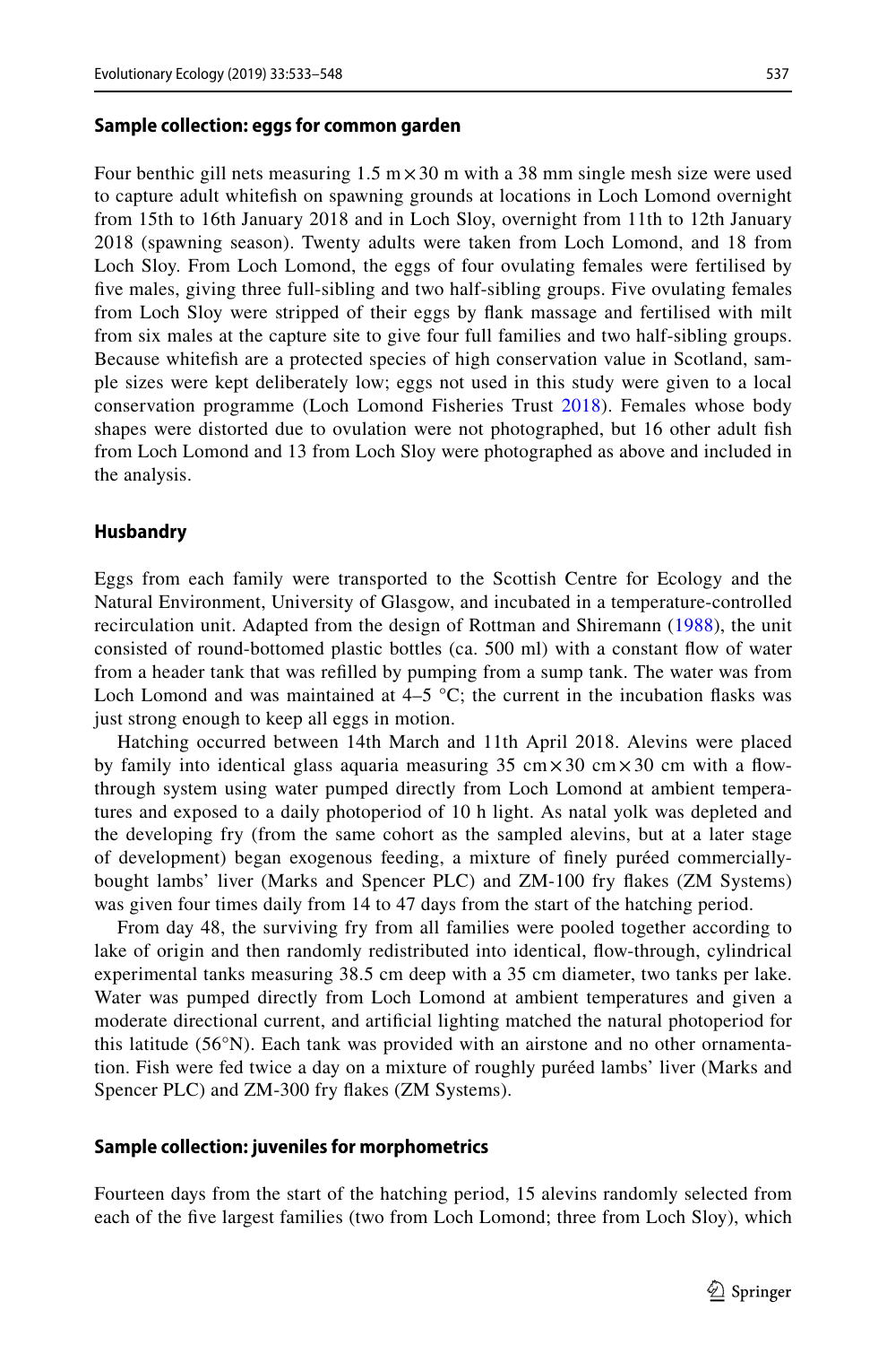### Sample collection: eggs for common garden

Four benthic gill nets measuring 1.5 m × 30 m with a 38 mm single mesh size were used to capture adult whitefish on spawning grounds at locations in Loch Lomond overnight from 15th to 16th January 2018 and in Loch Sloy, overnight from 11th to 12th January 2018 (spawning season). Twenty adults were taken from Loch Lomond, and 18 from Loch Sloy. From Loch Lomond, the eggs of four ovulating females were fertilised by five males, giving three full-sibling and two half-sibling groups. Five ovulating females from Loch Sloy were stripped of their eggs by flank massage and fertilised with milt from six males at the capture site to give four full families and two half-sibling groups. Because whitefish are a protected species of high conservation value in Scotland, sample sizes were kept deliberately low; eggs not used in this study were given to a local conservation programme (Loch Lomond Fisheries Trust 2018). Females whose body shapes were distorted due to ovulation were not photographed, but 16 other adult fish from Loch Lomond and 13 from Loch Sloy were photographed as above and included in the analysis.

### Husbandry

Eggs from each family were transported to the Scottish Centre for Ecology and the Natural Environment, University of Glasgow, and incubated in a temperature-controlled recirculation unit. Adapted from the design of Rottman and Shiremann (1988), the unit consisted of round-bottomed plastic bottles (ca. 500 ml) with a constant flow of water from a header tank that was refilled by pumping from a sump tank. The water was from Loch Lomond and was maintained at 4–5 °C; the current in the incubation flasks was just strong enough to keep all eggs in motion.

Hatching occurred between 14th March and 11th April 2018. Alevins were placed by family into identical glass aquaria measuring 35 cm × 30 cm × 30 cm with a flow-through system using water pumped directly from Loch Lomond at ambient temperatures and exposed to a daily photoperiod of 10 h light. As natal yolk was depleted and the developing fry (from the same cohort as the sampled alevins, but at a later stage of development) began exogenous feeding, a mixture of finely puréed commercially-bought lambs' liver (Marks and Spencer PLC) and ZM-100 fry flakes (ZM Systems) was given four times daily from 14 to 47 days from the start of the hatching period.

From day 48, the surviving fry from all families were pooled together according to lake of origin and then randomly redistributed into identical, flow-through, cylindrical experimental tanks measuring 38.5 cm deep with a 35 cm diameter, two tanks per lake. Water was pumped directly from Loch Lomond at ambient temperatures and given a moderate directional current, and artificial lighting matched the natural photoperiod for this latitude (56°N). Each tank was provided with an airstone and no other ornamentation. Fish were fed twice a day on a mixture of roughly puréed lambs' liver (Marks and Spencer PLC) and ZM-300 fry flakes (ZM Systems).

### Sample collection: juveniles for morphometrics

Fourteen days from the start of the hatching period, 15 alevins randomly selected from each of the five largest families (two from Loch Lomond; three from Loch Sloy), which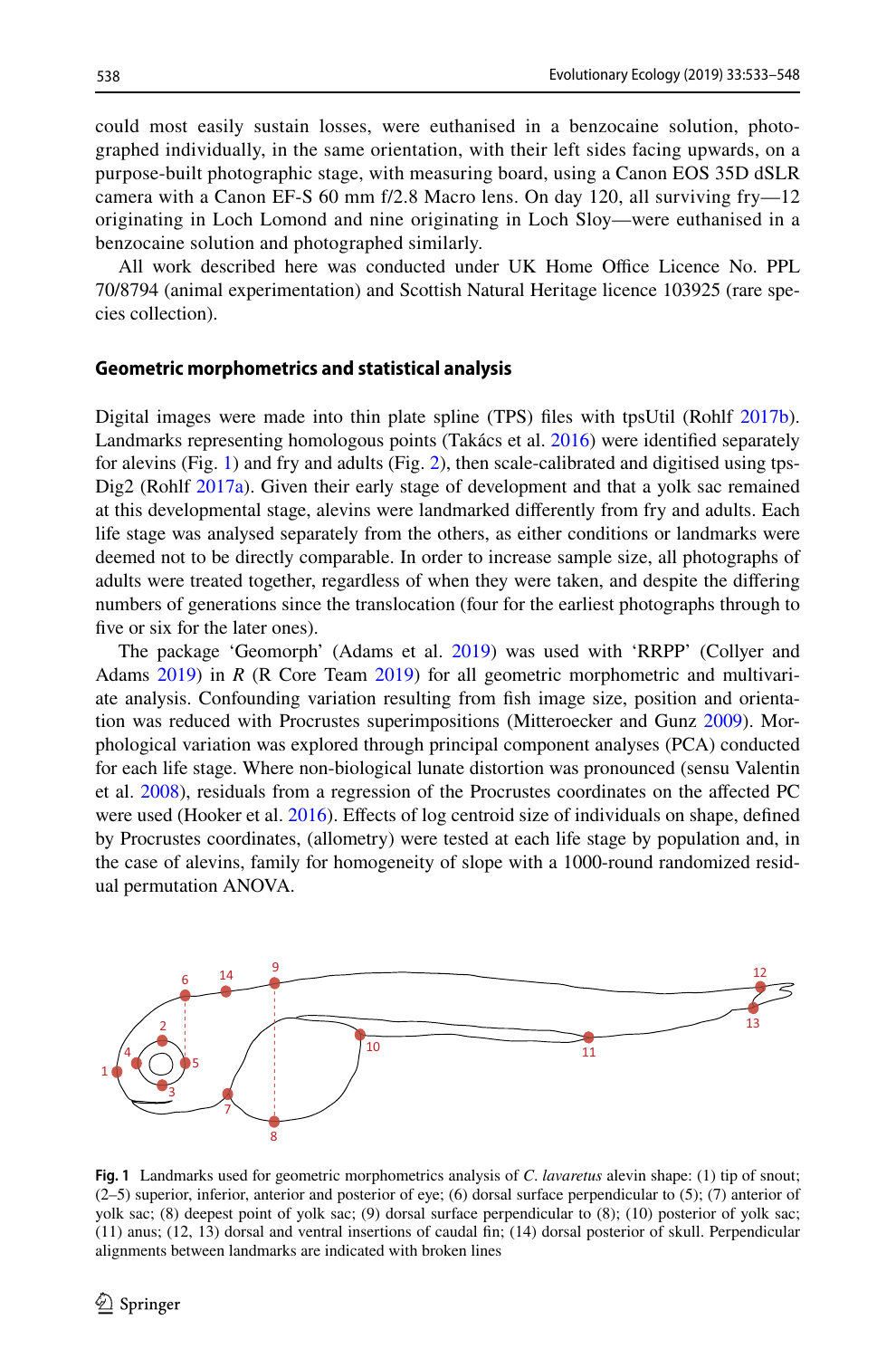could most easily sustain losses, were euthanised in a benzocaine solution, photographed individually, in the same orientation, with their left sides facing upwards, on a purpose-built photographic stage, with measuring board, using a Canon EOS 35D dSLR camera with a Canon EF-S 60 mm f/2.8 Macro lens. On day 120, all surviving fry—12 originating in Loch Lomond and nine originating in Loch Sloy—were euthanised in a benzocaine solution and photographed similarly.

All work described here was conducted under UK Home Office Licence No. PPL 70/8794 (animal experimentation) and Scottish Natural Heritage licence 103925 (rare species collection).

### Geometric morphometrics and statistical analysis

Digital images were made into thin plate spline (TPS) files with tpsUtil (Rohlf 2017b). Landmarks representing homologous points (Takács et al. 2016) were identified separately for alevins (Fig. 1) and fry and adults (Fig. 2), then scale-calibrated and digitised using tpsDig2 (Rohlf 2017a). Given their early stage of development and that a yolk sac remained at this developmental stage, alevins were landmarked differently from fry and adults. Each life stage was analysed separately from the others, as either conditions or landmarks were deemed not to be directly comparable. In order to increase sample size, all photographs of adults were treated together, regardless of when they were taken, and despite the differing numbers of generations since the translocation (four for the earliest photographs through to five or six for the later ones).

The package 'Geomorph' (Adams et al. 2019) was used with 'RRPP' (Collyer and Adams 2019) in *R* (R Core Team 2019) for all geometric morphometric and multivariate analysis. Confounding variation resulting from fish image size, position and orientation was reduced with Procrustes superimpositions (Mitteroecker and Gunz 2009). Morphological variation was explored through principal component analyses (PCA) conducted for each life stage. Where non-biological lunate distortion was pronounced (sensu Valentin et al. 2008), residuals from a regression of the Procrustes coordinates on the affected PC were used (Hooker et al. 2016). Effects of log centroid size of individuals on shape, defined by Procrustes coordinates, (allometry) were tested at each life stage by population and, in the case of alevins, family for homogeneity of slope with a 1000-round randomized residual permutation ANOVA.

**Fig. 1** Landmarks used for geometric morphometrics analysis of *C. lavaretus* alevin shape: (1) tip of snout; (2–5) superior, inferior, anterior and posterior of eye; (6) dorsal surface perpendicular to (5); (7) anterior of yolk sac; (8) deepest point of yolk sac; (9) dorsal surface perpendicular to (8); (10) posterior of yolk sac; (11) anus; (12, 13) dorsal and ventral insertions of caudal fin; (14) dorsal posterior of skull. Perpendicular alignments between landmarks are indicated with broken lines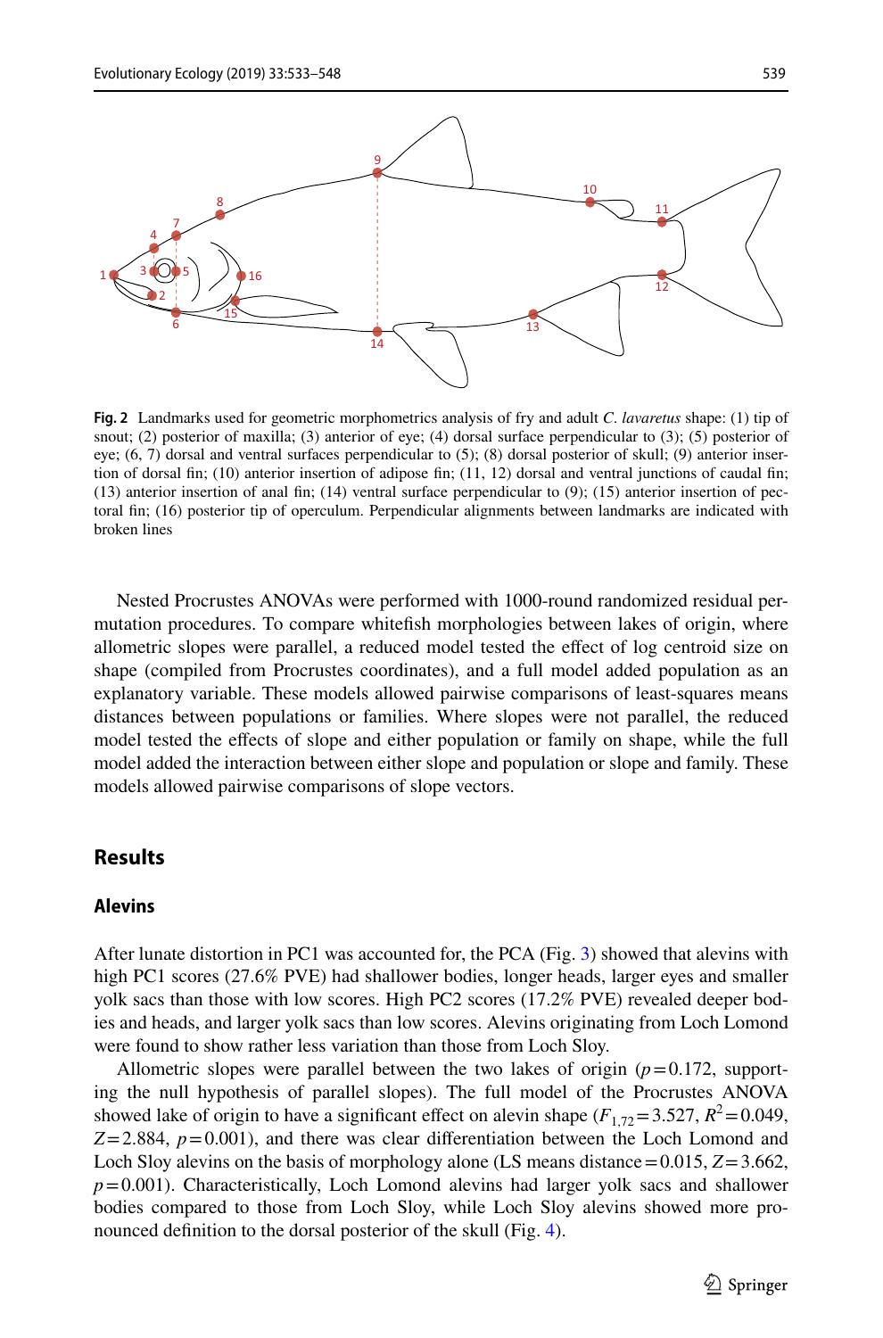**Fig. 2** Landmarks used for geometric morphometrics analysis of fry and adult *C. lavaretus* shape: (1) tip of snout; (2) posterior of maxilla; (3) anterior of eye; (4) dorsal surface perpendicular to (3); (5) posterior of eye; (6, 7) dorsal and ventral surfaces perpendicular to (5); (8) dorsal posterior of skull; (9) anterior insertion of dorsal fin; (10) anterior insertion of adipose fin; (11, 12) dorsal and ventral junctions of caudal fin; (13) anterior insertion of anal fin; (14) ventral surface perpendicular to (9); (15) anterior insertion of pectoral fin; (16) posterior tip of operculum. Perpendicular alignments between landmarks are indicated with broken lines

Nested Procrustes ANOVAs were performed with 1000-round randomized residual permutation procedures. To compare whitefish morphologies between lakes of origin, where allometric slopes were parallel, a reduced model tested the effect of log centroid size on shape (compiled from Procrustes coordinates), and a full model added population as an explanatory variable. These models allowed pairwise comparisons of least-squares means distances between populations or families. Where slopes were not parallel, the reduced model tested the effects of slope and either population or family on shape, while the full model added the interaction between either slope and population or slope and family. These models allowed pairwise comparisons of slope vectors.

## Results

### Alevins

After lunate distortion in PC1 was accounted for, the PCA (Fig. 3) showed that alevins with high PC1 scores (27.6% PVE) had shallower bodies, longer heads, larger eyes and smaller yolk sacs than those with low scores. High PC2 scores (17.2% PVE) revealed deeper bodies and heads, and larger yolk sacs than low scores. Alevins originating from Loch Lomond were found to show rather less variation than those from Loch Sloy.

Allometric slopes were parallel between the two lakes of origin ($p=0.172$, supporting the null hypothesis of parallel slopes). The full model of the Procrustes ANOVA showed lake of origin to have a significant effect on alevin shape ($F_{1,72}=3.527$, $R^2=0.049$, $Z=2.884$, $p=0.001$), and there was clear differentiation between the Loch Lomond and Loch Sloy alevins on the basis of morphology alone (LS means distance $=0.015$, $Z=3.662$, $p=0.001$). Characteristically, Loch Lomond alevins had larger yolk sacs and shallower bodies compared to those from Loch Sloy, while Loch Sloy alevins showed more pronounced definition to the dorsal posterior of the skull (Fig. 4).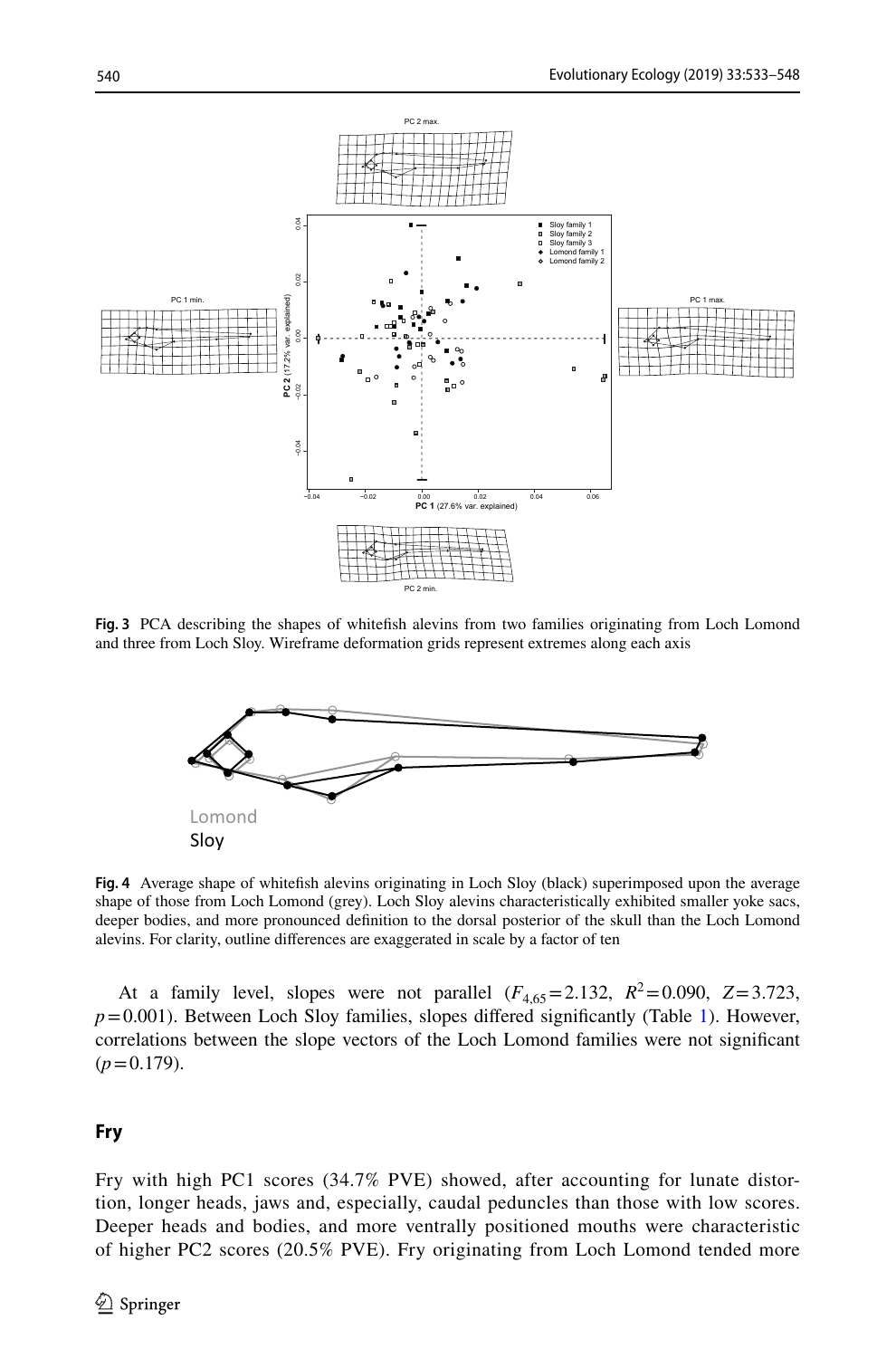**Fig. 3** PCA describing the shapes of whitefish alevins from two families originating from Loch Lomond and three from Loch Sloy. Wireframe deformation grids represent extremes along each axis

**Fig. 4** Average shape of whitefish alevins originating in Loch Sloy (black) superimposed upon the average shape of those from Loch Lomond (grey). Loch Sloy alevins characteristically exhibited smaller yoke sacs, deeper bodies, and more pronounced definition to the dorsal posterior of the skull than the Loch Lomond alevins. For clarity, outline differences are exaggerated in scale by a factor of ten

At a family level, slopes were not parallel ($F_{4,65}=2.132$, $R^2=0.090$, $Z=3.723$, $p=0.001$). Between Loch Sloy families, slopes differed significantly (Table 1). However, correlations between the slope vectors of the Loch Lomond families were not significant ($p=0.179$).

## Fry

Fry with high PC1 scores (34.7% PVE) showed, after accounting for lunate distortion, longer heads, jaws and, especially, caudal peduncles than those with low scores. Deeper heads and bodies, and more ventrally positioned mouths were characteristic of higher PC2 scores (20.5% PVE). Fry originating from Loch Lomond tended more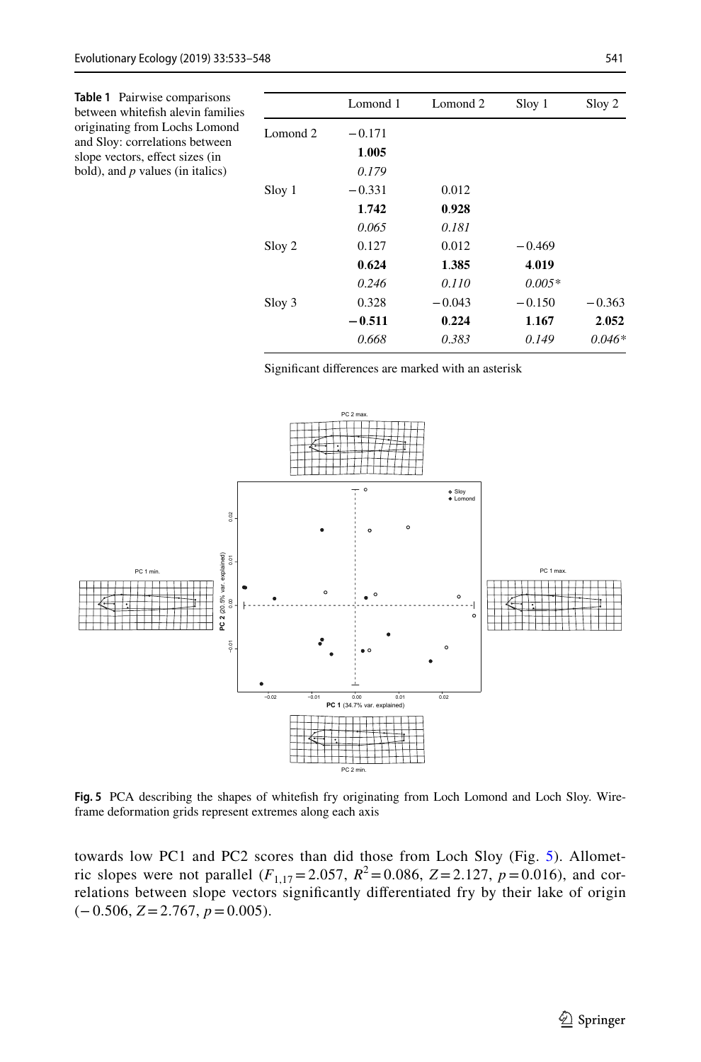**Table 1** Pairwise comparisons between whitefish alevin families originating from Lochs Lomond and Sloy: correlations between slope vectors, effect sizes (in bold), and *p* values (in italics)

| | Lomond 1 | Lomond 2 | Sloy 1 | Sloy 2 |
|---|---|---|---|---|
| Lomond 2 | −0.171 | | | |
| | **1.005** | | | |
| | *0.179* | | | |
| Sloy 1 | −0.331 | 0.012 | | |
| | **1.742** | **0.928** | | |
| | *0.065* | *0.181* | | |
| Sloy 2 | 0.127 | 0.012 | −0.469 | |
| | **0.624** | **1.385** | **4.019** | |
| | *0.246* | *0.110* | *0.005** | |
| Sloy 3 | 0.328 | −0.043 | −0.150 | −0.363 |
| | **−0.511** | **0.224** | **1.167** | **2.052** |
| | *0.668* | *0.383* | *0.149* | *0.046** |

Significant differences are marked with an asterisk

**Fig. 5** PCA describing the shapes of whitefish fry originating from Loch Lomond and Loch Sloy. Wireframe deformation grids represent extremes along each axis

towards low PC1 and PC2 scores than did those from Loch Sloy (Fig. 5). Allometric slopes were not parallel ($F_{1,17}=2.057$, $R^2=0.086$, $Z=2.127$, $p=0.016$), and correlations between slope vectors significantly differentiated fry by their lake of origin ($-0.506$, $Z=2.767$, $p=0.005$).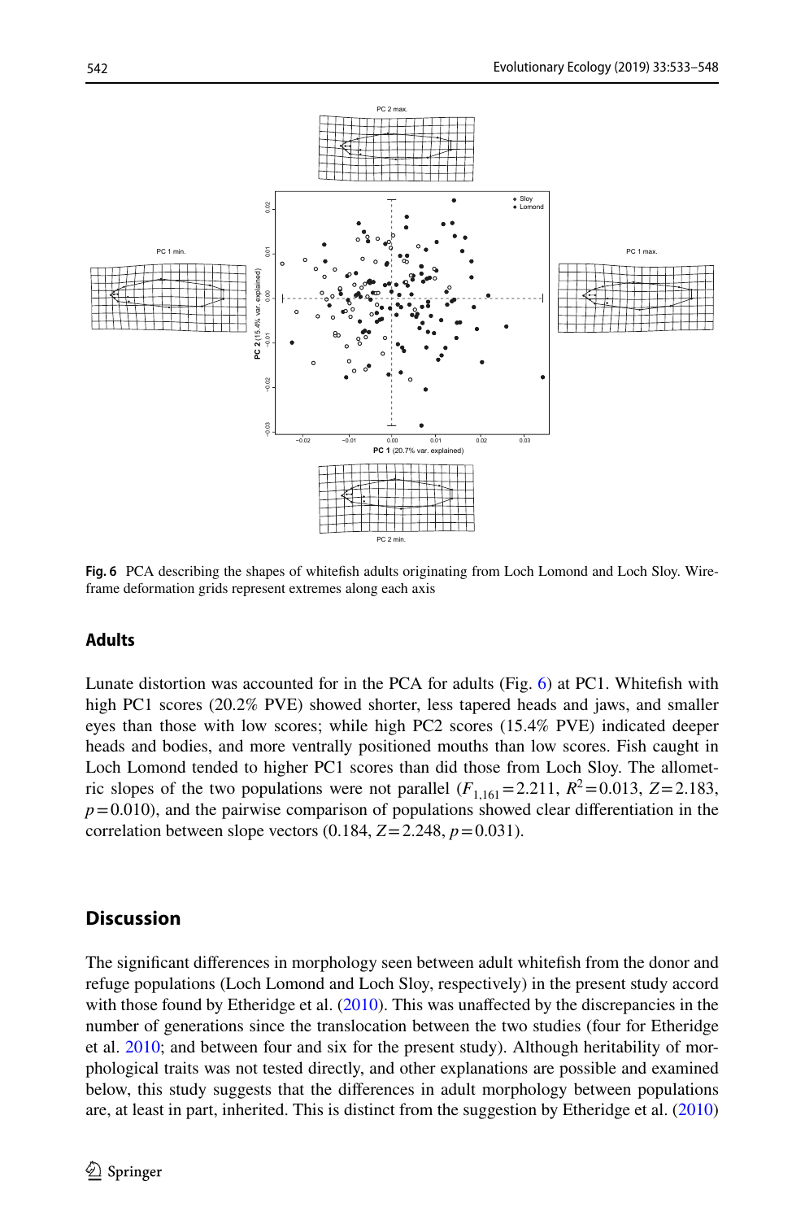**Fig. 6** PCA describing the shapes of whitefish adults originating from Loch Lomond and Loch Sloy. Wireframe deformation grids represent extremes along each axis

### Adults

Lunate distortion was accounted for in the PCA for adults (Fig. 6) at PC1. Whitefish with high PC1 scores (20.2% PVE) showed shorter, less tapered heads and jaws, and smaller eyes than those with low scores; while high PC2 scores (15.4% PVE) indicated deeper heads and bodies, and more ventrally positioned mouths than low scores. Fish caught in Loch Lomond tended to higher PC1 scores than did those from Loch Sloy. The allometric slopes of the two populations were not parallel ($F_{1,161}=2.211$, $R^2=0.013$, $Z=2.183$, $p=0.010$), and the pairwise comparison of populations showed clear differentiation in the correlation between slope vectors (0.184, $Z=2.248$, $p=0.031$).

## Discussion

The significant differences in morphology seen between adult whitefish from the donor and refuge populations (Loch Lomond and Loch Sloy, respectively) in the present study accord with those found by Etheridge et al. (2010). This was unaffected by the discrepancies in the number of generations since the translocation between the two studies (four for Etheridge et al. 2010; and between four and six for the present study). Although heritability of morphological traits was not tested directly, and other explanations are possible and examined below, this study suggests that the differences in adult morphology between populations are, at least in part, inherited. This is distinct from the suggestion by Etheridge et al. (2010)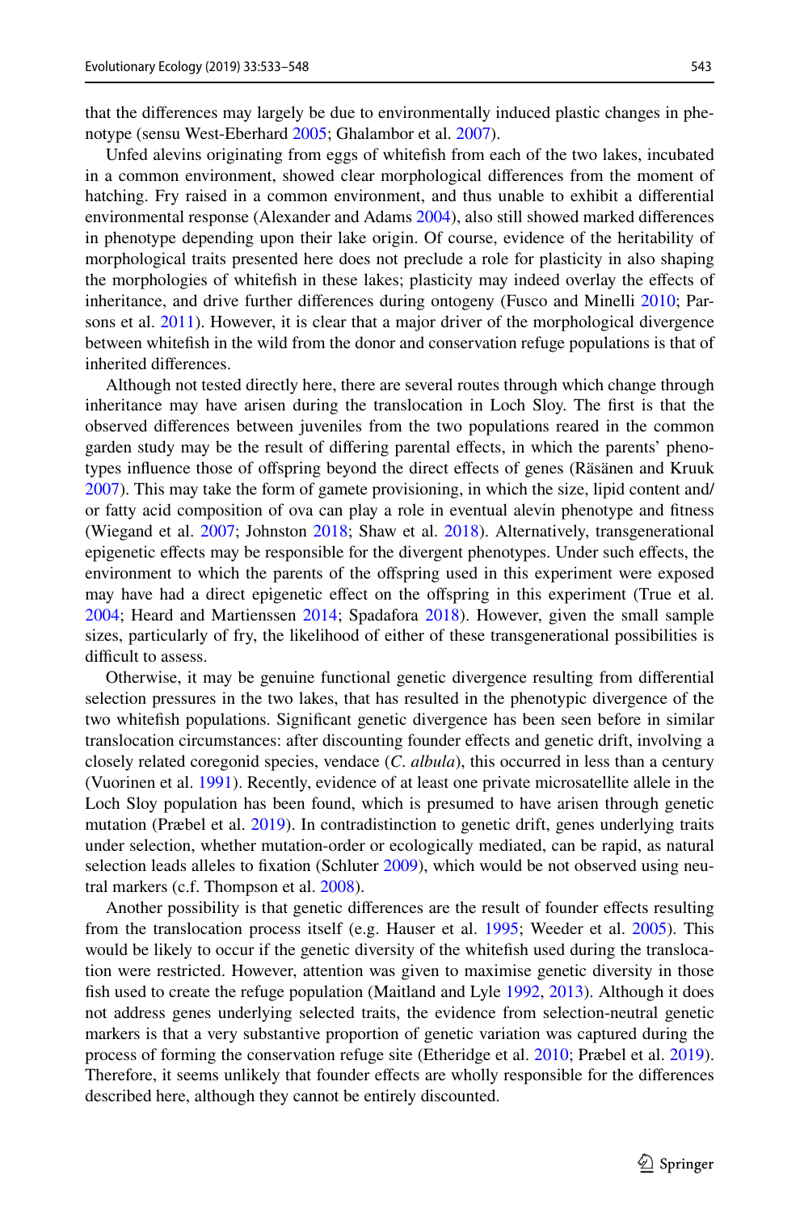that the differences may largely be due to environmentally induced plastic changes in phenotype (sensu West-Eberhard 2005; Ghalambor et al. 2007).

Unfed alevins originating from eggs of whitefish from each of the two lakes, incubated in a common environment, showed clear morphological differences from the moment of hatching. Fry raised in a common environment, and thus unable to exhibit a differential environmental response (Alexander and Adams 2004), also still showed marked differences in phenotype depending upon their lake origin. Of course, evidence of the heritability of morphological traits presented here does not preclude a role for plasticity in also shaping the morphologies of whitefish in these lakes; plasticity may indeed overlay the effects of inheritance, and drive further differences during ontogeny (Fusco and Minelli 2010; Parsons et al. 2011). However, it is clear that a major driver of the morphological divergence between whitefish in the wild from the donor and conservation refuge populations is that of inherited differences.

Although not tested directly here, there are several routes through which change through inheritance may have arisen during the translocation in Loch Sloy. The first is that the observed differences between juveniles from the two populations reared in the common garden study may be the result of differing parental effects, in which the parents' phenotypes influence those of offspring beyond the direct effects of genes (Räsänen and Kruuk 2007). This may take the form of gamete provisioning, in which the size, lipid content and/or fatty acid composition of ova can play a role in eventual alevin phenotype and fitness (Wiegand et al. 2007; Johnston 2018; Shaw et al. 2018). Alternatively, transgenerational epigenetic effects may be responsible for the divergent phenotypes. Under such effects, the environment to which the parents of the offspring used in this experiment were exposed may have had a direct epigenetic effect on the offspring in this experiment (True et al. 2004; Heard and Martienssen 2014; Spadafora 2018). However, given the small sample sizes, particularly of fry, the likelihood of either of these transgenerational possibilities is difficult to assess.

Otherwise, it may be genuine functional genetic divergence resulting from differential selection pressures in the two lakes, that has resulted in the phenotypic divergence of the two whitefish populations. Significant genetic divergence has been seen before in similar translocation circumstances: after discounting founder effects and genetic drift, involving a closely related coregonid species, vendace (*C. albula*), this occurred in less than a century (Vuorinen et al. 1991). Recently, evidence of at least one private microsatellite allele in the Loch Sloy population has been found, which is presumed to have arisen through genetic mutation (Præbel et al. 2019). In contradistinction to genetic drift, genes underlying traits under selection, whether mutation-order or ecologically mediated, can be rapid, as natural selection leads alleles to fixation (Schluter 2009), which would be not observed using neutral markers (c.f. Thompson et al. 2008).

Another possibility is that genetic differences are the result of founder effects resulting from the translocation process itself (e.g. Hauser et al. 1995; Weeder et al. 2005). This would be likely to occur if the genetic diversity of the whitefish used during the translocation were restricted. However, attention was given to maximise genetic diversity in those fish used to create the refuge population (Maitland and Lyle 1992, 2013). Although it does not address genes underlying selected traits, the evidence from selection-neutral genetic markers is that a very substantive proportion of genetic variation was captured during the process of forming the conservation refuge site (Etheridge et al. 2010; Præbel et al. 2019). Therefore, it seems unlikely that founder effects are wholly responsible for the differences described here, although they cannot be entirely discounted.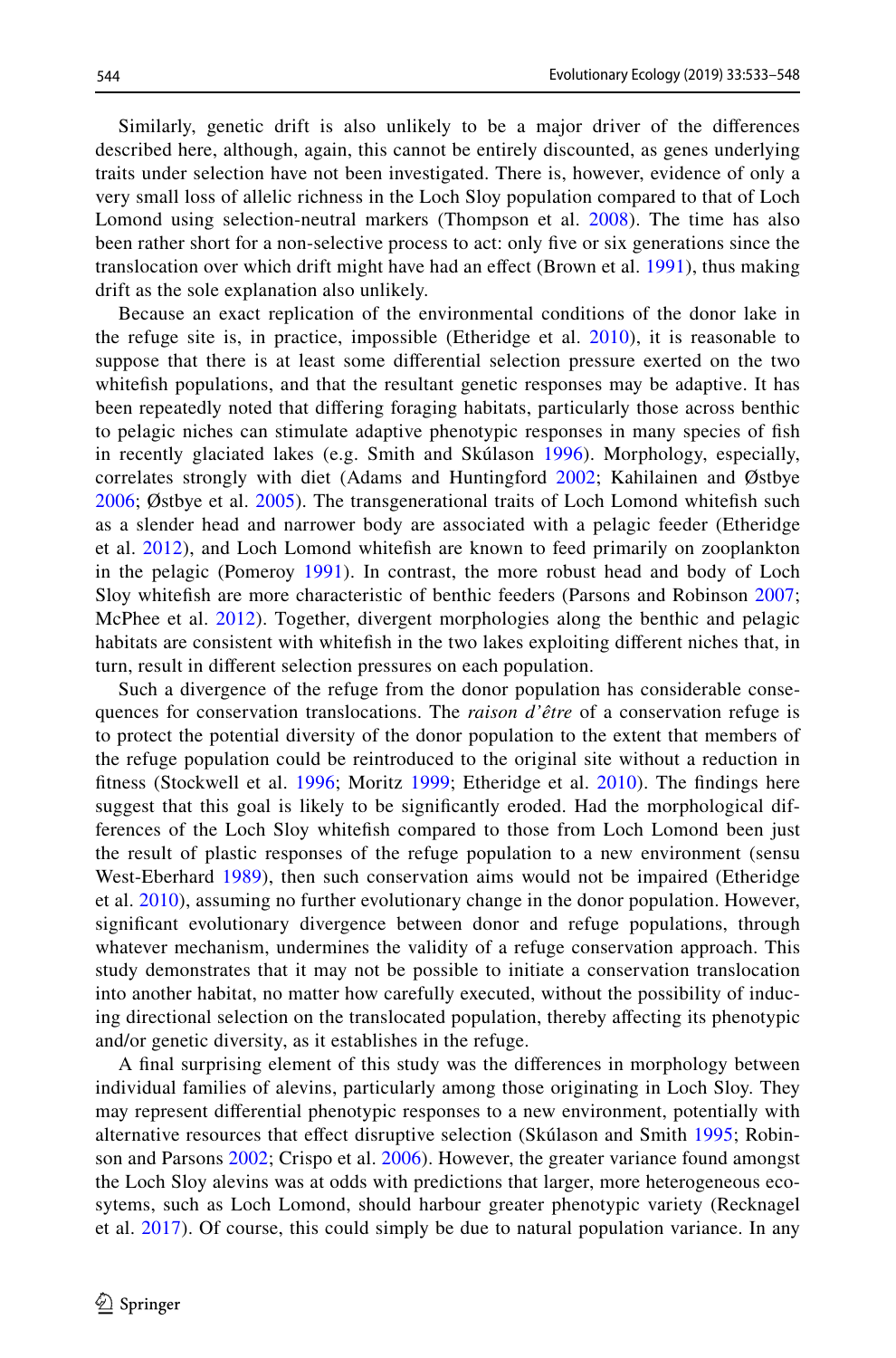Similarly, genetic drift is also unlikely to be a major driver of the differences described here, although, again, this cannot be entirely discounted, as genes underlying traits under selection have not been investigated. There is, however, evidence of only a very small loss of allelic richness in the Loch Sloy population compared to that of Loch Lomond using selection-neutral markers (Thompson et al. 2008). The time has also been rather short for a non-selective process to act: only five or six generations since the translocation over which drift might have had an effect (Brown et al. 1991), thus making drift as the sole explanation also unlikely.

Because an exact replication of the environmental conditions of the donor lake in the refuge site is, in practice, impossible (Etheridge et al. 2010), it is reasonable to suppose that there is at least some differential selection pressure exerted on the two whitefish populations, and that the resultant genetic responses may be adaptive. It has been repeatedly noted that differing foraging habitats, particularly those across benthic to pelagic niches can stimulate adaptive phenotypic responses in many species of fish in recently glaciated lakes (e.g. Smith and Skúlason 1996). Morphology, especially, correlates strongly with diet (Adams and Huntingford 2002; Kahilainen and Østbye 2006; Østbye et al. 2005). The transgenerational traits of Loch Lomond whitefish such as a slender head and narrower body are associated with a pelagic feeder (Etheridge et al. 2012), and Loch Lomond whitefish are known to feed primarily on zooplankton in the pelagic (Pomeroy 1991). In contrast, the more robust head and body of Loch Sloy whitefish are more characteristic of benthic feeders (Parsons and Robinson 2007; McPhee et al. 2012). Together, divergent morphologies along the benthic and pelagic habitats are consistent with whitefish in the two lakes exploiting different niches that, in turn, result in different selection pressures on each population.

Such a divergence of the refuge from the donor population has considerable consequences for conservation translocations. The *raison d'être* of a conservation refuge is to protect the potential diversity of the donor population to the extent that members of the refuge population could be reintroduced to the original site without a reduction in fitness (Stockwell et al. 1996; Moritz 1999; Etheridge et al. 2010). The findings here suggest that this goal is likely to be significantly eroded. Had the morphological differences of the Loch Sloy whitefish compared to those from Loch Lomond been just the result of plastic responses of the refuge population to a new environment (sensu West-Eberhard 1989), then such conservation aims would not be impaired (Etheridge et al. 2010), assuming no further evolutionary change in the donor population. However, significant evolutionary divergence between donor and refuge populations, through whatever mechanism, undermines the validity of a refuge conservation approach. This study demonstrates that it may not be possible to initiate a conservation translocation into another habitat, no matter how carefully executed, without the possibility of inducing directional selection on the translocated population, thereby affecting its phenotypic and/or genetic diversity, as it establishes in the refuge.

A final surprising element of this study was the differences in morphology between individual families of alevins, particularly among those originating in Loch Sloy. They may represent differential phenotypic responses to a new environment, potentially with alternative resources that effect disruptive selection (Skúlason and Smith 1995; Robinson and Parsons 2002; Crispo et al. 2006). However, the greater variance found amongst the Loch Sloy alevins was at odds with predictions that larger, more heterogeneous ecosytems, such as Loch Lomond, should harbour greater phenotypic variety (Recknagel et al. 2017). Of course, this could simply be due to natural population variance. In any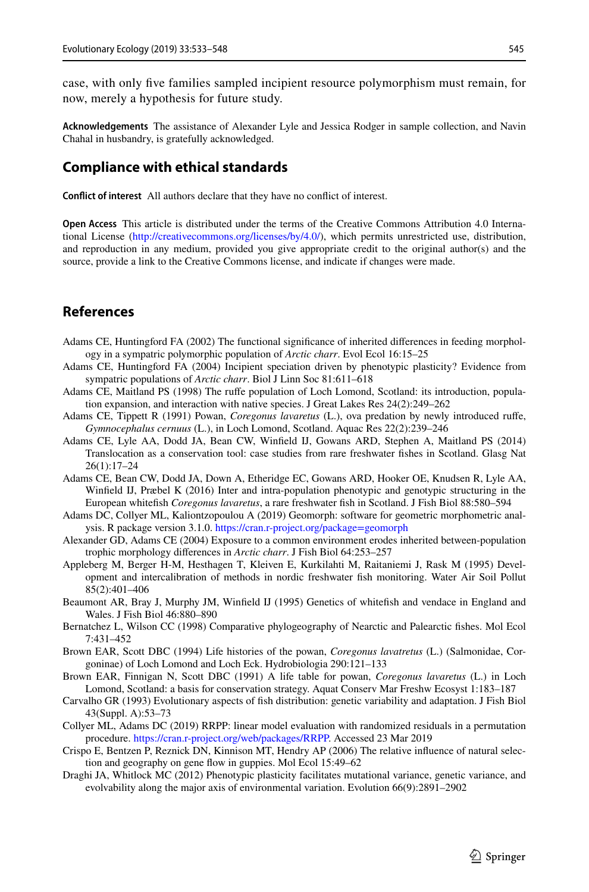case, with only five families sampled incipient resource polymorphism must remain, for now, merely a hypothesis for future study.

**Acknowledgements** The assistance of Alexander Lyle and Jessica Rodger in sample collection, and Navin Chahal in husbandry, is gratefully acknowledged.

## Compliance with ethical standards

**Conflict of interest** All authors declare that they have no conflict of interest.

**Open Access** This article is distributed under the terms of the Creative Commons Attribution 4.0 International License (http://creativecommons.org/licenses/by/4.0/), which permits unrestricted use, distribution, and reproduction in any medium, provided you give appropriate credit to the original author(s) and the source, provide a link to the Creative Commons license, and indicate if changes were made.

## References

Adams CE, Huntingford FA (2002) The functional significance of inherited differences in feeding morphology in a sympatric polymorphic population of *Arctic charr*. Evol Ecol 16:15–25

Adams CE, Huntingford FA (2004) Incipient speciation driven by phenotypic plasticity? Evidence from sympatric populations of *Arctic charr*. Biol J Linn Soc 81:611–618

Adams CE, Maitland PS (1998) The ruffe population of Loch Lomond, Scotland: its introduction, population expansion, and interaction with native species. J Great Lakes Res 24(2):249–262

Adams CE, Tippett R (1991) Powan, *Coregonus lavaretus* (L.), ova predation by newly introduced ruffe, *Gymnocephalus cernuus* (L.), in Loch Lomond, Scotland. Aquac Res 22(2):239–246

Adams CE, Lyle AA, Dodd JA, Bean CW, Winfield IJ, Gowans ARD, Stephen A, Maitland PS (2014) Translocation as a conservation tool: case studies from rare freshwater fishes in Scotland. Glasg Nat 26(1):17–24

Adams CE, Bean CW, Dodd JA, Down A, Etheridge EC, Gowans ARD, Hooker OE, Knudsen R, Lyle AA, Winfield IJ, Præbel K (2016) Inter and intra-population phenotypic and genotypic structuring in the European whitefish *Coregonus lavaretus*, a rare freshwater fish in Scotland. J Fish Biol 88:580–594

Adams DC, Collyer ML, Kaliontzopoulou A (2019) Geomorph: software for geometric morphometric analysis. R package version 3.1.0. https://cran.r-project.org/package=geomorph

Alexander GD, Adams CE (2004) Exposure to a common environment erodes inherited between-population trophic morphology differences in *Arctic charr*. J Fish Biol 64:253–257

Appleberg M, Berger H-M, Hesthagen T, Kleiven E, Kurkilahti M, Raitaniemi J, Rask M (1995) Development and intercalibration of methods in nordic freshwater fish monitoring. Water Air Soil Pollut 85(2):401–406

Beaumont AR, Bray J, Murphy JM, Winfield IJ (1995) Genetics of whitefish and vendace in England and Wales. J Fish Biol 46:880–890

Bernatchez L, Wilson CC (1998) Comparative phylogeography of Nearctic and Palearctic fishes. Mol Ecol 7:431–452

Brown EAR, Scott DBC (1994) Life histories of the powan, *Coregonus lavatretus* (L.) (Salmonidae, Corgoninae) of Loch Lomond and Loch Eck. Hydrobiologia 290:121–133

Brown EAR, Finnigan N, Scott DBC (1991) A life table for powan, *Coregonus lavaretus* (L.) in Loch Lomond, Scotland: a basis for conservation strategy. Aquat Conserv Mar Freshw Ecosyst 1:183–187

Carvalho GR (1993) Evolutionary aspects of fish distribution: genetic variability and adaptation. J Fish Biol 43(Suppl. A):53–73

Collyer ML, Adams DC (2019) RRPP: linear model evaluation with randomized residuals in a permutation procedure. https://cran.r-project.org/web/packages/RRPP. Accessed 23 Mar 2019

Crispo E, Bentzen P, Reznick DN, Kinnison MT, Hendry AP (2006) The relative influence of natural selection and geography on gene flow in guppies. Mol Ecol 15:49–62

Draghi JA, Whitlock MC (2012) Phenotypic plasticity facilitates mutational variance, genetic variance, and evolvability along the major axis of environmental variation. Evolution 66(9):2891–2902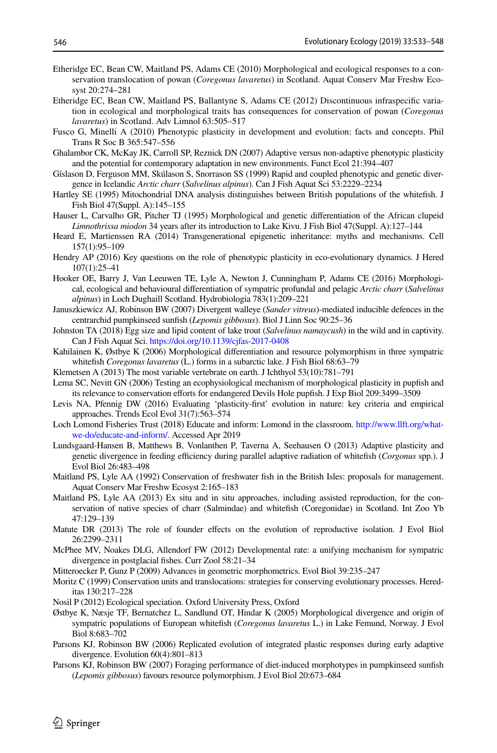Etheridge EC, Bean CW, Maitland PS, Adams CE (2010) Morphological and ecological responses to a conservation translocation of powan (*Coregonus lavaretus*) in Scotland. Aquat Conserv Mar Freshw Ecosyst 20:274–281

Etheridge EC, Bean CW, Maitland PS, Ballantyne S, Adams CE (2012) Discontinuous infraspecific variation in ecological and morphological traits has consequences for conservation of powan (*Coregonus lavaretus*) in Scotland. Adv Limnol 63:505–517

Fusco G, Minelli A (2010) Phenotypic plasticity in development and evolution: facts and concepts. Phil Trans R Soc B 365:547–556

Ghalambor CK, McKay JK, Carroll SP, Reznick DN (2007) Adaptive versus non-adaptive phenotypic plasticity and the potential for contemporary adaptation in new environments. Funct Ecol 21:394–407

Gíslason D, Ferguson MM, Skúlason S, Snorrason SS (1999) Rapid and coupled phenotypic and genetic divergence in Icelandic *Arctic charr* (*Salvelinus alpinus*). Can J Fish Aquat Sci 53:2229–2234

Hartley SE (1995) Mitochondrial DNA analysis distinguishes between British populations of the whitefish. J Fish Biol 47(Suppl. A):145–155

Hauser L, Carvalho GR, Pitcher TJ (1995) Morphological and genetic differentiation of the African clupeid *Limnothrissa miodon* 34 years after its introduction to Lake Kivu. J Fish Biol 47(Suppl. A):127–144

Heard E, Martienssen RA (2014) Transgenerational epigenetic inheritance: myths and mechanisms. Cell 157(1):95–109

Hendry AP (2016) Key questions on the role of phenotypic plasticity in eco-evolutionary dynamics. J Hered 107(1):25–41

Hooker OE, Barry J, Van Leeuwen TE, Lyle A, Newton J, Cunningham P, Adams CE (2016) Morphological, ecological and behavioural differentiation of sympatric profundal and pelagic *Arctic charr* (*Salvelinus alpinus*) in Loch Dughaill Scotland. Hydrobiologia 783(1):209–221

Januszkiewicz AJ, Robinson BW (2007) Divergent walleye (*Sander vitreus*)-mediated inducible defences in the centrarchid pumpkinseed sunfish (*Lepomis gibbosus*). Biol J Linn Soc 90:25–36

Johnston TA (2018) Egg size and lipid content of lake trout (*Salvelinus namaycush*) in the wild and in captivity. Can J Fish Aquat Sci. https://doi.org/10.1139/cjfas-2017-0408

Kahilainen K, Østbye K (2006) Morphological differentiation and resource polymorphism in three sympatric whitefish *Coregonus lavaretus* (L.) forms in a subarctic lake. J Fish Biol 68:63–79

Klemetsen A (2013) The most variable vertebrate on earth. J Ichthyol 53(10):781–791

Lema SC, Nevitt GN (2006) Testing an ecophysiological mechanism of morphological plasticity in pupfish and its relevance to conservation efforts for endangered Devils Hole pupfish. J Exp Biol 209:3499–3509

Levis NA, Pfennig DW (2016) Evaluating 'plasticity-first' evolution in nature: key criteria and empirical approaches. Trends Ecol Evol 31(7):563–574

Loch Lomond Fisheries Trust (2018) Educate and inform: Lomond in the classroom. http://www.llft.org/what-we-do/educate-and-inform/. Accessed Apr 2019

Lundsgaard-Hansen B, Matthews B, Vonlanthen P, Taverna A, Seehausen O (2013) Adaptive plasticity and genetic divergence in feeding efficiency during parallel adaptive radiation of whitefish (*Corgonus* spp.). J Evol Biol 26:483–498

Maitland PS, Lyle AA (1992) Conservation of freshwater fish in the British Isles: proposals for management. Aquat Conserv Mar Freshw Ecosyst 2:165–183

Maitland PS, Lyle AA (2013) Ex situ and in situ approaches, including assisted reproduction, for the conservation of native species of charr (Salmindae) and whitefish (Coregonidae) in Scotland. Int Zoo Yb 47:129–139

Matute DR (2013) The role of founder effects on the evolution of reproductive isolation. J Evol Biol 26:2299–2311

McPhee MV, Noakes DLG, Allendorf FW (2012) Developmental rate: a unifying mechanism for sympatric divergence in postglacial fishes. Curr Zool 58:21–34

Mitteroecker P, Gunz P (2009) Advances in geometric morphometrics. Evol Biol 39:235–247

Moritz C (1999) Conservation units and translocations: strategies for conserving evolutionary processes. Hereditas 130:217–228

Nosil P (2012) Ecological speciation. Oxford University Press, Oxford

Østbye K, Næsje TF, Bernatchez L, Sandlund OT, Hindar K (2005) Morphological divergence and origin of sympatric populations of European whitefish (*Coregonus lavaretus* L.) in Lake Femund, Norway. J Evol Biol 8:683–702

Parsons KJ, Robinson BW (2006) Replicated evolution of integrated plastic responses during early adaptive divergence. Evolution 60(4):801–813

Parsons KJ, Robinson BW (2007) Foraging performance of diet-induced morphotypes in pumpkinseed sunfish (*Lepomis gibbosus*) favours resource polymorphism. J Evol Biol 20:673–684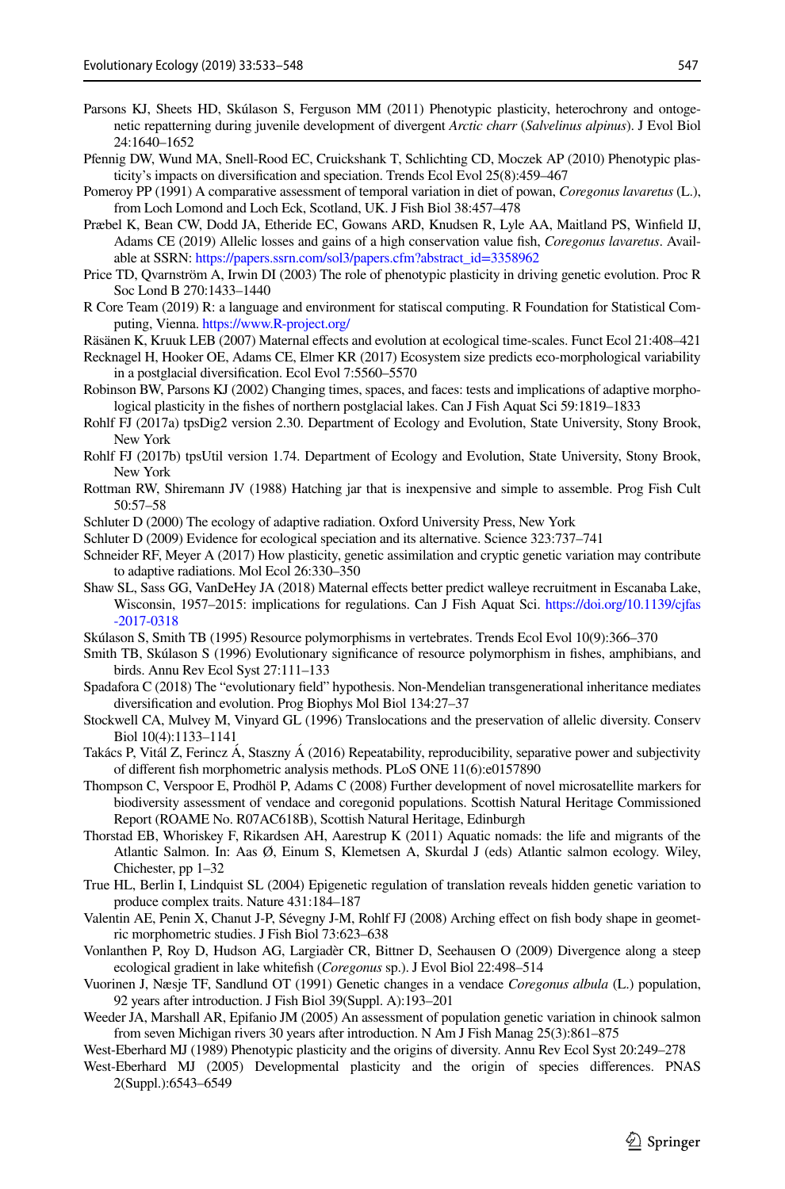Parsons KJ, Sheets HD, Skúlason S, Ferguson MM (2011) Phenotypic plasticity, heterochrony and ontogenetic repatterning during juvenile development of divergent *Arctic charr* (*Salvelinus alpinus*). J Evol Biol 24:1640–1652

Pfennig DW, Wund MA, Snell-Rood EC, Cruickshank T, Schlichting CD, Moczek AP (2010) Phenotypic plasticity's impacts on diversification and speciation. Trends Ecol Evol 25(8):459–467

Pomeroy PP (1991) A comparative assessment of temporal variation in diet of powan, *Coregonus lavaretus* (L.), from Loch Lomond and Loch Eck, Scotland, UK. J Fish Biol 38:457–478

Præbel K, Bean CW, Dodd JA, Etheride EC, Gowans ARD, Knudsen R, Lyle AA, Maitland PS, Winfield IJ, Adams CE (2019) Allelic losses and gains of a high conservation value fish, *Coregonus lavaretus*. Available at SSRN: https://papers.ssrn.com/sol3/papers.cfm?abstract_id=3358962

Price TD, Qvarnström A, Irwin DI (2003) The role of phenotypic plasticity in driving genetic evolution. Proc R Soc Lond B 270:1433–1440

R Core Team (2019) R: a language and environment for statiscal computing. R Foundation for Statistical Computing, Vienna. https://www.R-project.org/

Räsänen K, Kruuk LEB (2007) Maternal effects and evolution at ecological time-scales. Funct Ecol 21:408–421

Recknagel H, Hooker OE, Adams CE, Elmer KR (2017) Ecosystem size predicts eco-morphological variability in a postglacial diversification. Ecol Evol 7:5560–5570

Robinson BW, Parsons KJ (2002) Changing times, spaces, and faces: tests and implications of adaptive morphological plasticity in the fishes of northern postglacial lakes. Can J Fish Aquat Sci 59:1819–1833

Rohlf FJ (2017a) tpsDig2 version 2.30. Department of Ecology and Evolution, State University, Stony Brook, New York

Rohlf FJ (2017b) tpsUtil version 1.74. Department of Ecology and Evolution, State University, Stony Brook, New York

Rottman RW, Shiremann JV (1988) Hatching jar that is inexpensive and simple to assemble. Prog Fish Cult 50:57–58

Schluter D (2000) The ecology of adaptive radiation. Oxford University Press, New York

Schluter D (2009) Evidence for ecological speciation and its alternative. Science 323:737–741

Schneider RF, Meyer A (2017) How plasticity, genetic assimilation and cryptic genetic variation may contribute to adaptive radiations. Mol Ecol 26:330–350

Shaw SL, Sass GG, VanDeHey JA (2018) Maternal effects better predict walleye recruitment in Escanaba Lake, Wisconsin, 1957–2015: implications for regulations. Can J Fish Aquat Sci. https://doi.org/10.1139/cjfas-2017-0318

Skúlason S, Smith TB (1995) Resource polymorphisms in vertebrates. Trends Ecol Evol 10(9):366–370

Smith TB, Skúlason S (1996) Evolutionary significance of resource polymorphism in fishes, amphibians, and birds. Annu Rev Ecol Syst 27:111–133

Spadafora C (2018) The "evolutionary field" hypothesis. Non-Mendelian transgenerational inheritance mediates diversification and evolution. Prog Biophys Mol Biol 134:27–37

Stockwell CA, Mulvey M, Vinyard GL (1996) Translocations and the preservation of allelic diversity. Conserv Biol 10(4):1133–1141

Takács P, Vitál Z, Ferincz Á, Staszny Á (2016) Repeatability, reproducibility, separative power and subjectivity of different fish morphometric analysis methods. PLoS ONE 11(6):e0157890

Thompson C, Verspoor E, Prodhöl P, Adams C (2008) Further development of novel microsatellite markers for biodiversity assessment of vendace and coregonid populations. Scottish Natural Heritage Commissioned Report (ROAME No. R07AC618B), Scottish Natural Heritage, Edinburgh

Thorstad EB, Whoriskey F, Rikardsen AH, Aarestrup K (2011) Aquatic nomads: the life and migrants of the Atlantic Salmon. In: Aas Ø, Einum S, Klemetsen A, Skurdal J (eds) Atlantic salmon ecology. Wiley, Chichester, pp 1–32

True HL, Berlin I, Lindquist SL (2004) Epigenetic regulation of translation reveals hidden genetic variation to produce complex traits. Nature 431:184–187

Valentin AE, Penin X, Chanut J-P, Sévegny J-M, Rohlf FJ (2008) Arching effect on fish body shape in geometric morphometric studies. J Fish Biol 73:623–638

Vonlanthen P, Roy D, Hudson AG, Largiadèr CR, Bittner D, Seehausen O (2009) Divergence along a steep ecological gradient in lake whitefish (*Coregonus* sp.). J Evol Biol 22:498–514

Vuorinen J, Næsje TF, Sandlund OT (1991) Genetic changes in a vendace *Coregonus albula* (L.) population, 92 years after introduction. J Fish Biol 39(Suppl. A):193–201

Weeder JA, Marshall AR, Epifanio JM (2005) An assessment of population genetic variation in chinook salmon from seven Michigan rivers 30 years after introduction. N Am J Fish Manag 25(3):861–875

West-Eberhard MJ (1989) Phenotypic plasticity and the origins of diversity. Annu Rev Ecol Syst 20:249–278

West-Eberhard MJ (2005) Developmental plasticity and the origin of species differences. PNAS 2(Suppl.):6543–6549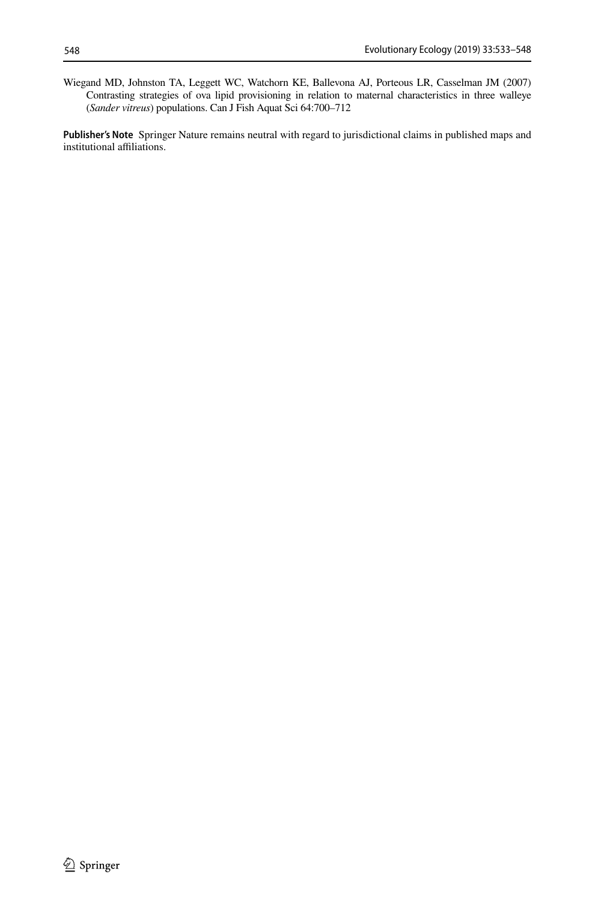Wiegand MD, Johnston TA, Leggett WC, Watchorn KE, Ballevona AJ, Porteous LR, Casselman JM (2007) Contrasting strategies of ova lipid provisioning in relation to maternal characteristics in three walleye (*Sander vitreus*) populations. Can J Fish Aquat Sci 64:700–712

**Publisher's Note** Springer Nature remains neutral with regard to jurisdictional claims in published maps and institutional affiliations.